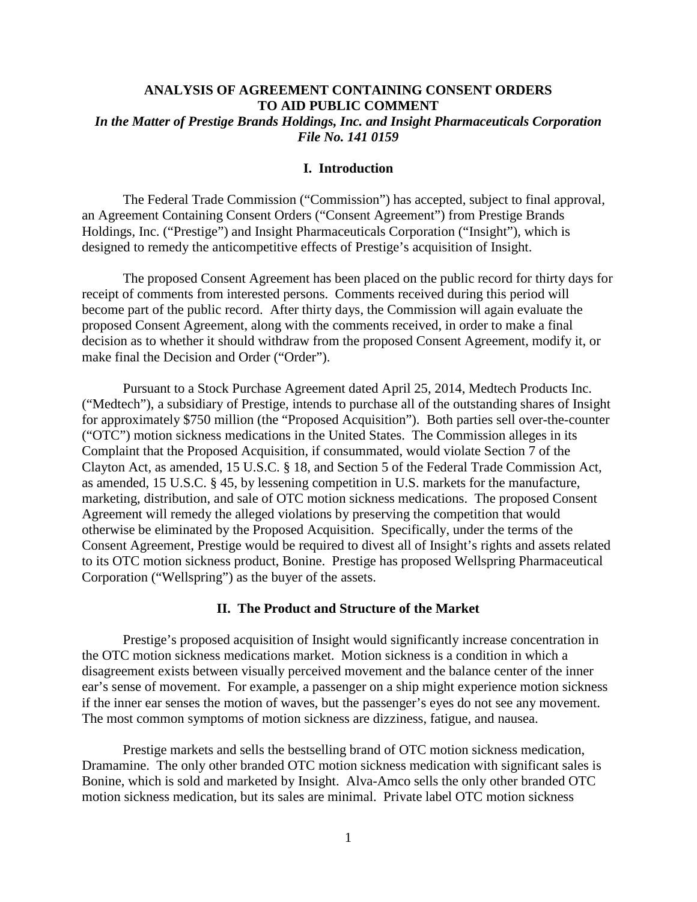# ANALYSIS OF AGREEMENT CONTAINING CONSENT ORDERS TO AID PUBLIC COMMENT

***In the Matter of Prestige Brands Holdings, Inc. and Insight Pharmaceuticals Corporation***
***File No. 141 0159***

## I. Introduction

The Federal Trade Commission ("Commission") has accepted, subject to final approval, an Agreement Containing Consent Orders ("Consent Agreement") from Prestige Brands Holdings, Inc. ("Prestige") and Insight Pharmaceuticals Corporation ("Insight"), which is designed to remedy the anticompetitive effects of Prestige's acquisition of Insight.

The proposed Consent Agreement has been placed on the public record for thirty days for receipt of comments from interested persons. Comments received during this period will become part of the public record. After thirty days, the Commission will again evaluate the proposed Consent Agreement, along with the comments received, in order to make a final decision as to whether it should withdraw from the proposed Consent Agreement, modify it, or make final the Decision and Order ("Order").

Pursuant to a Stock Purchase Agreement dated April 25, 2014, Medtech Products Inc. ("Medtech"), a subsidiary of Prestige, intends to purchase all of the outstanding shares of Insight for approximately $750 million (the "Proposed Acquisition"). Both parties sell over-the-counter ("OTC") motion sickness medications in the United States. The Commission alleges in its Complaint that the Proposed Acquisition, if consummated, would violate Section 7 of the Clayton Act, as amended, 15 U.S.C. § 18, and Section 5 of the Federal Trade Commission Act, as amended, 15 U.S.C. § 45, by lessening competition in U.S. markets for the manufacture, marketing, distribution, and sale of OTC motion sickness medications. The proposed Consent Agreement will remedy the alleged violations by preserving the competition that would otherwise be eliminated by the Proposed Acquisition. Specifically, under the terms of the Consent Agreement, Prestige would be required to divest all of Insight's rights and assets related to its OTC motion sickness product, Bonine. Prestige has proposed Wellspring Pharmaceutical Corporation ("Wellspring") as the buyer of the assets.

## II. The Product and Structure of the Market

Prestige's proposed acquisition of Insight would significantly increase concentration in the OTC motion sickness medications market. Motion sickness is a condition in which a disagreement exists between visually perceived movement and the balance center of the inner ear's sense of movement. For example, a passenger on a ship might experience motion sickness if the inner ear senses the motion of waves, but the passenger's eyes do not see any movement. The most common symptoms of motion sickness are dizziness, fatigue, and nausea.

Prestige markets and sells the bestselling brand of OTC motion sickness medication, Dramamine. The only other branded OTC motion sickness medication with significant sales is Bonine, which is sold and marketed by Insight. Alva-Amco sells the only other branded OTC motion sickness medication, but its sales are minimal. Private label OTC motion sickness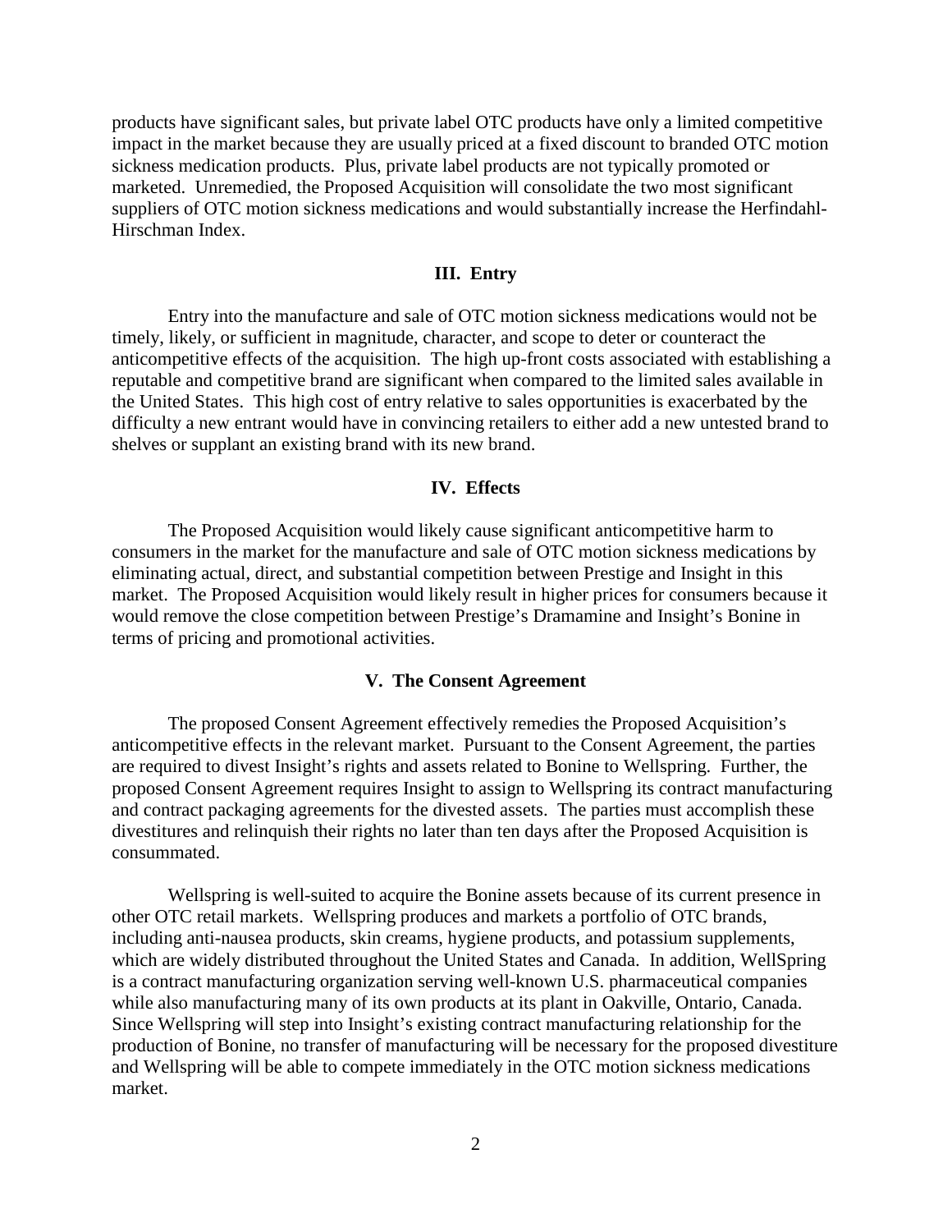products have significant sales, but private label OTC products have only a limited competitive impact in the market because they are usually priced at a fixed discount to branded OTC motion sickness medication products. Plus, private label products are not typically promoted or marketed. Unremedied, the Proposed Acquisition will consolidate the two most significant suppliers of OTC motion sickness medications and would substantially increase the Herfindahl-Hirschman Index.

## III. Entry

Entry into the manufacture and sale of OTC motion sickness medications would not be timely, likely, or sufficient in magnitude, character, and scope to deter or counteract the anticompetitive effects of the acquisition. The high up-front costs associated with establishing a reputable and competitive brand are significant when compared to the limited sales available in the United States. This high cost of entry relative to sales opportunities is exacerbated by the difficulty a new entrant would have in convincing retailers to either add a new untested brand to shelves or supplant an existing brand with its new brand.

## IV. Effects

The Proposed Acquisition would likely cause significant anticompetitive harm to consumers in the market for the manufacture and sale of OTC motion sickness medications by eliminating actual, direct, and substantial competition between Prestige and Insight in this market. The Proposed Acquisition would likely result in higher prices for consumers because it would remove the close competition between Prestige's Dramamine and Insight's Bonine in terms of pricing and promotional activities.

## V. The Consent Agreement

The proposed Consent Agreement effectively remedies the Proposed Acquisition's anticompetitive effects in the relevant market. Pursuant to the Consent Agreement, the parties are required to divest Insight's rights and assets related to Bonine to Wellspring. Further, the proposed Consent Agreement requires Insight to assign to Wellspring its contract manufacturing and contract packaging agreements for the divested assets. The parties must accomplish these divestitures and relinquish their rights no later than ten days after the Proposed Acquisition is consummated.

Wellspring is well-suited to acquire the Bonine assets because of its current presence in other OTC retail markets. Wellspring produces and markets a portfolio of OTC brands, including anti-nausea products, skin creams, hygiene products, and potassium supplements, which are widely distributed throughout the United States and Canada. In addition, WellSpring is a contract manufacturing organization serving well-known U.S. pharmaceutical companies while also manufacturing many of its own products at its plant in Oakville, Ontario, Canada. Since Wellspring will step into Insight's existing contract manufacturing relationship for the production of Bonine, no transfer of manufacturing will be necessary for the proposed divestiture and Wellspring will be able to compete immediately in the OTC motion sickness medications market.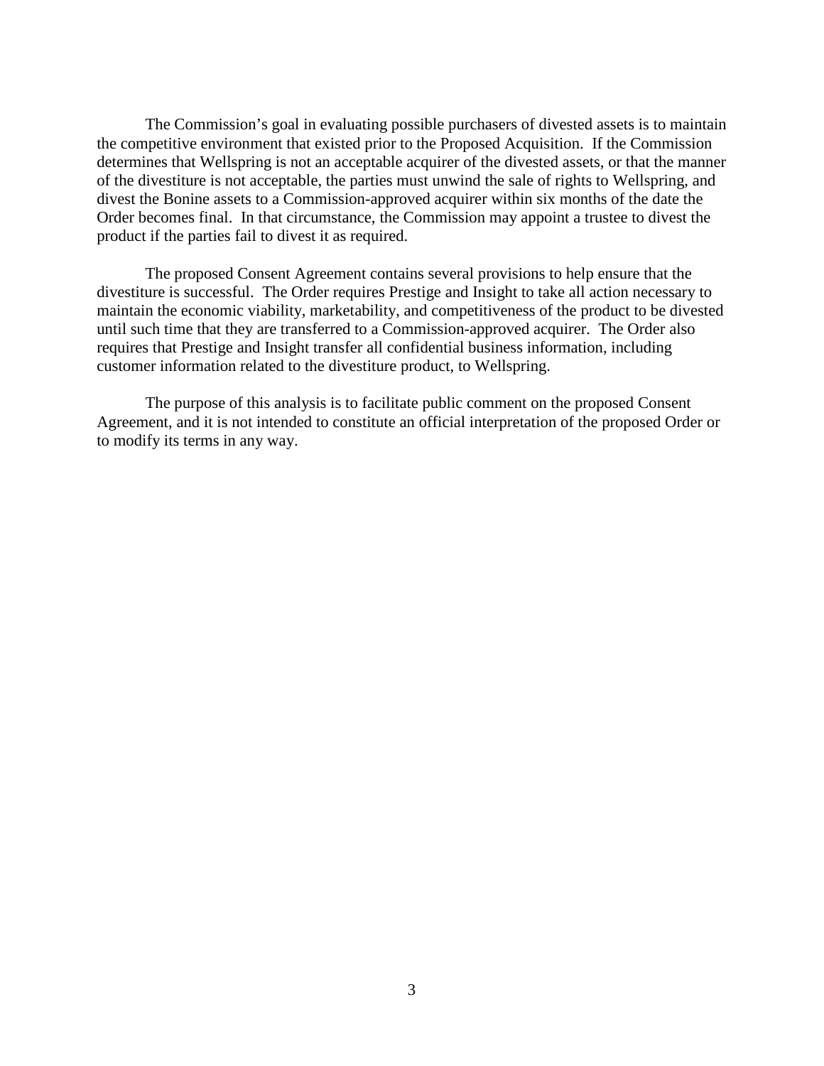The Commission's goal in evaluating possible purchasers of divested assets is to maintain the competitive environment that existed prior to the Proposed Acquisition. If the Commission determines that Wellspring is not an acceptable acquirer of the divested assets, or that the manner of the divestiture is not acceptable, the parties must unwind the sale of rights to Wellspring, and divest the Bonine assets to a Commission-approved acquirer within six months of the date the Order becomes final. In that circumstance, the Commission may appoint a trustee to divest the product if the parties fail to divest it as required.

The proposed Consent Agreement contains several provisions to help ensure that the divestiture is successful. The Order requires Prestige and Insight to take all action necessary to maintain the economic viability, marketability, and competitiveness of the product to be divested until such time that they are transferred to a Commission-approved acquirer. The Order also requires that Prestige and Insight transfer all confidential business information, including customer information related to the divestiture product, to Wellspring.

The purpose of this analysis is to facilitate public comment on the proposed Consent Agreement, and it is not intended to constitute an official interpretation of the proposed Order or to modify its terms in any way.